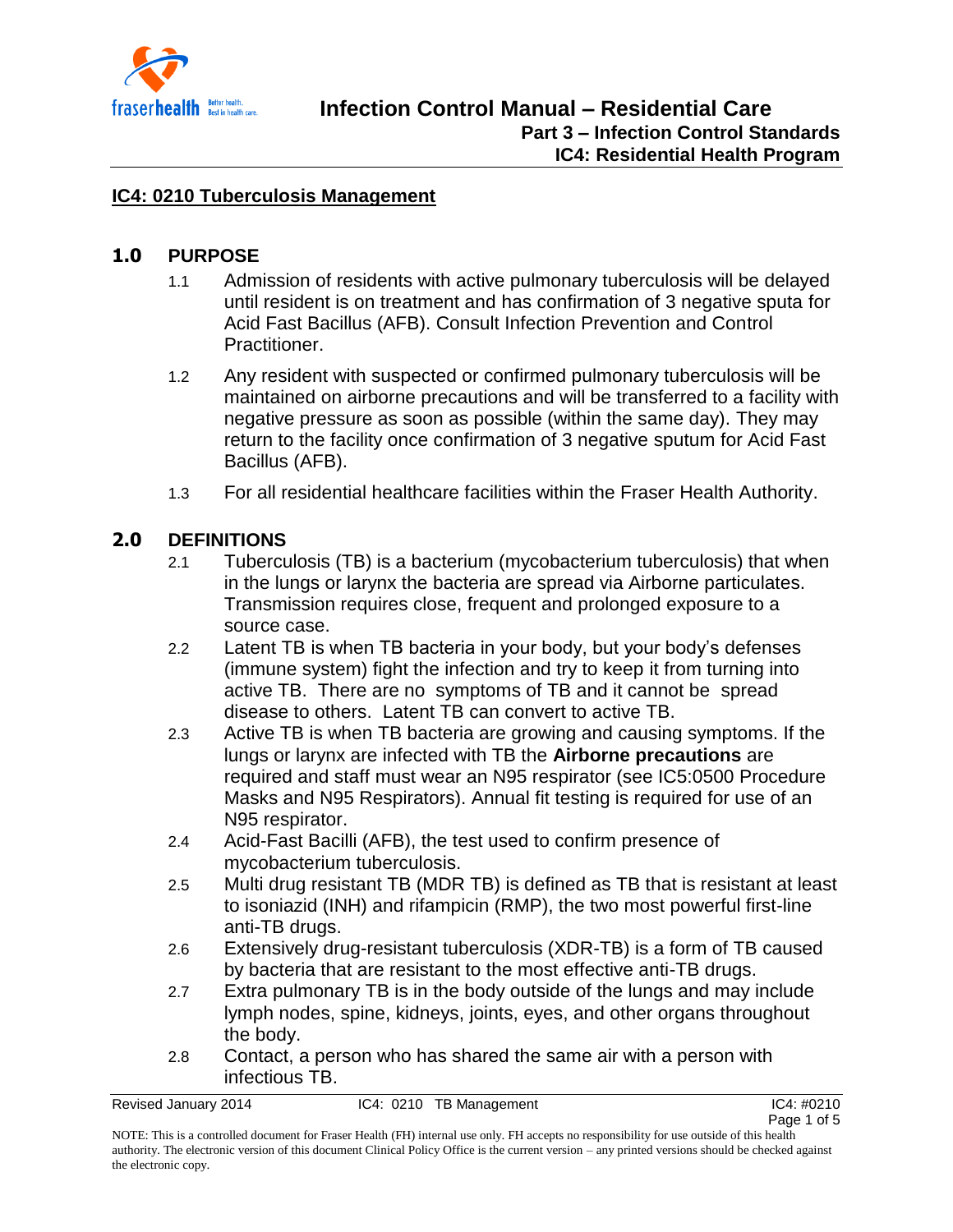# Infection Control Manual – Residential Care

## Part 3 – Infection Control Standards

## IC4: Residential Health Program

### IC4: 0210 Tuberculosis Management

## 1.0 PURPOSE

1.1 Admission of residents with active pulmonary tuberculosis will be delayed until resident is on treatment and has confirmation of 3 negative sputa for Acid Fast Bacillus (AFB). Consult Infection Prevention and Control Practitioner.

1.2 Any resident with suspected or confirmed pulmonary tuberculosis will be maintained on airborne precautions and will be transferred to a facility with negative pressure as soon as possible (within the same day). They may return to the facility once confirmation of 3 negative sputum for Acid Fast Bacillus (AFB).

1.3 For all residential healthcare facilities within the Fraser Health Authority.

## 2.0 DEFINITIONS

2.1 Tuberculosis (TB) is a bacterium (mycobacterium tuberculosis) that when in the lungs or larynx the bacteria are spread via Airborne particulates. Transmission requires close, frequent and prolonged exposure to a source case.

2.2 Latent TB is when TB bacteria in your body, but your body's defenses (immune system) fight the infection and try to keep it from turning into active TB. There are no symptoms of TB and it cannot be spread disease to others. Latent TB can convert to active TB.

2.3 Active TB is when TB bacteria are growing and causing symptoms. If the lungs or larynx are infected with TB the **Airborne precautions** are required and staff must wear an N95 respirator (see IC5:0500 Procedure Masks and N95 Respirators). Annual fit testing is required for use of an N95 respirator.

2.4 Acid-Fast Bacilli (AFB), the test used to confirm presence of mycobacterium tuberculosis.

2.5 Multi drug resistant TB (MDR TB) is defined as TB that is resistant at least to isoniazid (INH) and rifampicin (RMP), the two most powerful first-line anti-TB drugs.

2.6 Extensively drug-resistant tuberculosis (XDR-TB) is a form of TB caused by bacteria that are resistant to the most effective anti-TB drugs.

2.7 Extra pulmonary TB is in the body outside of the lungs and may include lymph nodes, spine, kidneys, joints, eyes, and other organs throughout the body.

2.8 Contact, a person who has shared the same air with a person with infectious TB.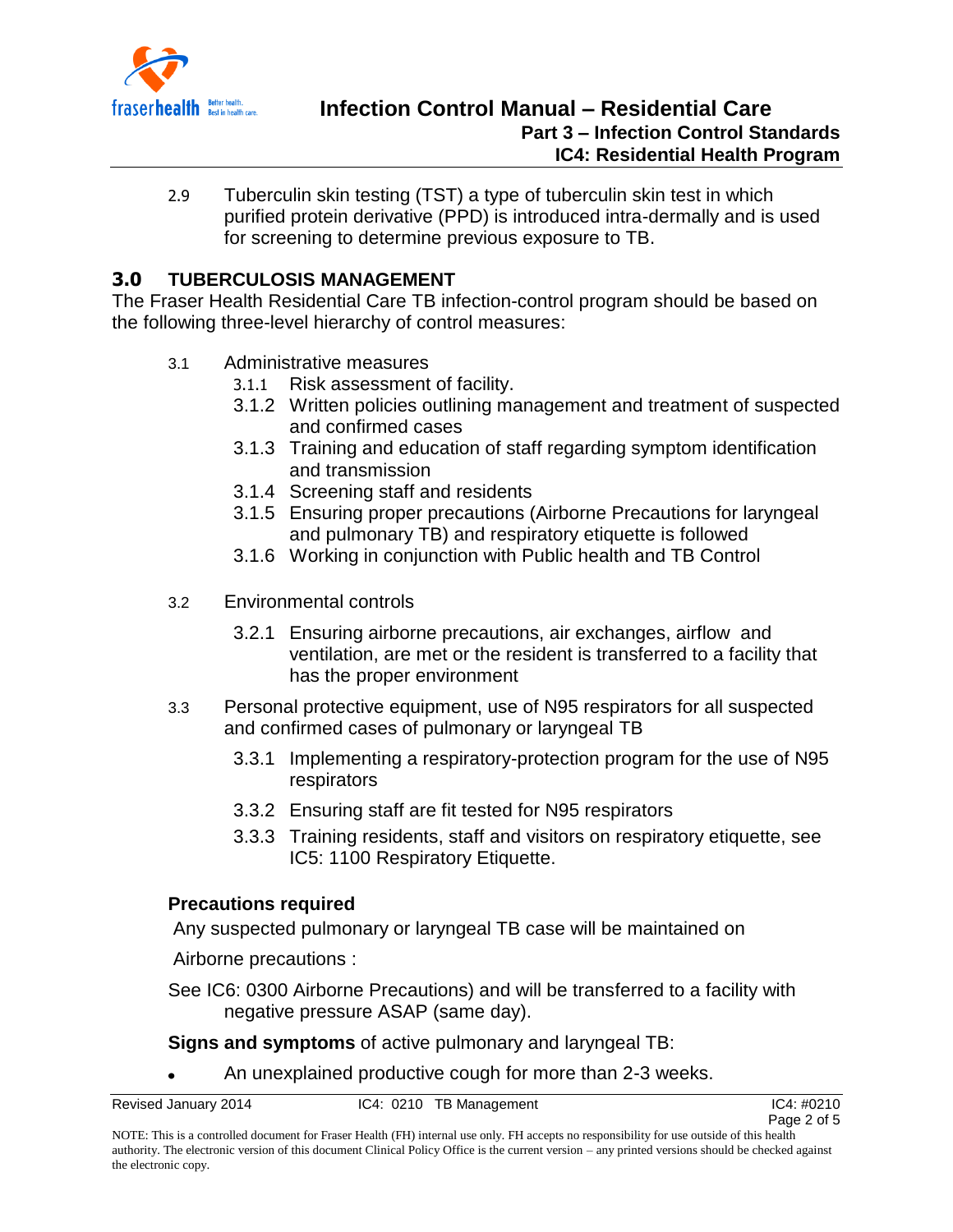2.9 Tuberculin skin testing (TST) a type of tuberculin skin test in which purified protein derivative (PPD) is introduced intra-dermally and is used for screening to determine previous exposure to TB.

## 3.0 TUBERCULOSIS MANAGEMENT

The Fraser Health Residential Care TB infection-control program should be based on the following three-level hierarchy of control measures:

3.1 Administrative measures
- 3.1.1 Risk assessment of facility.
- 3.1.2 Written policies outlining management and treatment of suspected and confirmed cases
- 3.1.3 Training and education of staff regarding symptom identification and transmission
- 3.1.4 Screening staff and residents
- 3.1.5 Ensuring proper precautions (Airborne Precautions for laryngeal and pulmonary TB) and respiratory etiquette is followed
- 3.1.6 Working in conjunction with Public health and TB Control

3.2 Environmental controls
- 3.2.1 Ensuring airborne precautions, air exchanges, airflow and ventilation, are met or the resident is transferred to a facility that has the proper environment

3.3 Personal protective equipment, use of N95 respirators for all suspected and confirmed cases of pulmonary or laryngeal TB
- 3.3.1 Implementing a respiratory-protection program for the use of N95 respirators
- 3.3.2 Ensuring staff are fit tested for N95 respirators
- 3.3.3 Training residents, staff and visitors on respiratory etiquette, see IC5: 1100 Respiratory Etiquette.

**Precautions required**

Any suspected pulmonary or laryngeal TB case will be maintained on

Airborne precautions :

See IC6: 0300 Airborne Precautions) and will be transferred to a facility with negative pressure ASAP (same day).

**Signs and symptoms** of active pulmonary and laryngeal TB:

- An unexplained productive cough for more than 2-3 weeks.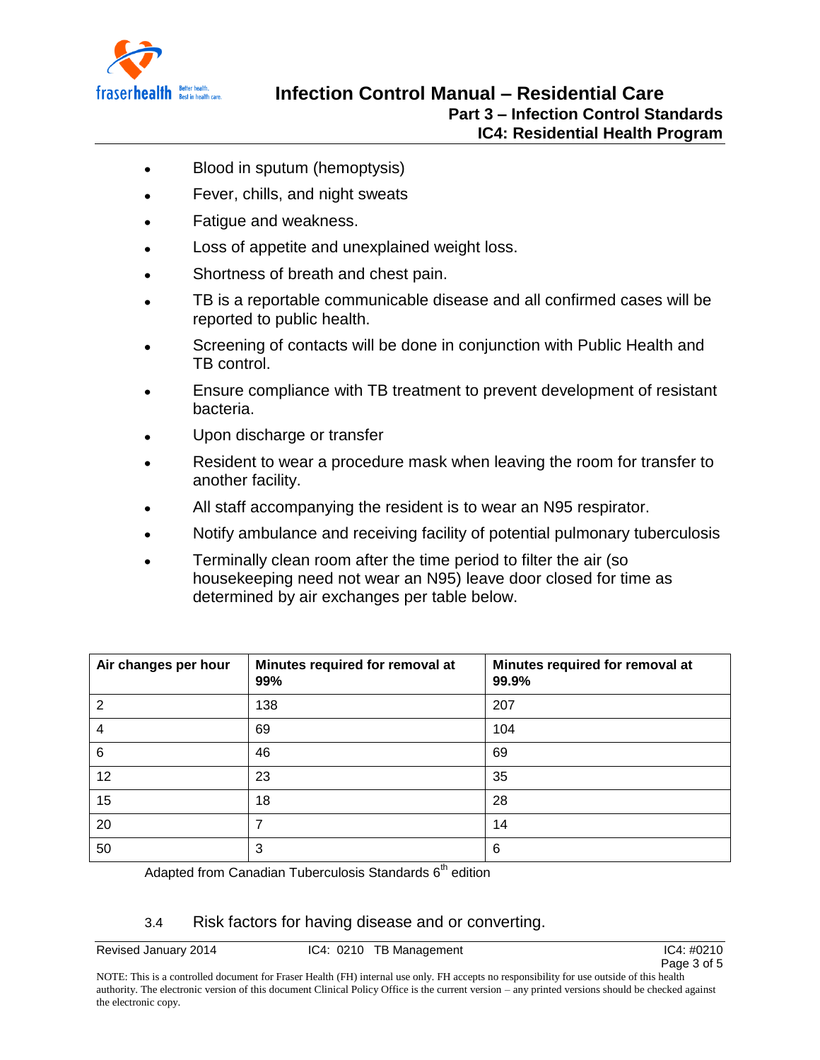- Blood in sputum (hemoptysis)
- Fever, chills, and night sweats
- Fatigue and weakness.
- Loss of appetite and unexplained weight loss.
- Shortness of breath and chest pain.
- TB is a reportable communicable disease and all confirmed cases will be reported to public health.
- Screening of contacts will be done in conjunction with Public Health and TB control.
- Ensure compliance with TB treatment to prevent development of resistant bacteria.
- Upon discharge or transfer
- Resident to wear a procedure mask when leaving the room for transfer to another facility.
- All staff accompanying the resident is to wear an N95 respirator.
- Notify ambulance and receiving facility of potential pulmonary tuberculosis
- Terminally clean room after the time period to filter the air (so housekeeping need not wear an N95) leave door closed for time as determined by air exchanges per table below.

| Air changes per hour | Minutes required for removal at 99% | Minutes required for removal at 99.9% |
|---|---|---|
| 2 | 138 | 207 |
| 4 | 69 | 104 |
| 6 | 46 | 69 |
| 12 | 23 | 35 |
| 15 | 18 | 28 |
| 20 | 7 | 14 |
| 50 | 3 | 6 |

Adapted from Canadian Tuberculosis Standards 6th edition

3.4 Risk factors for having disease and or converting.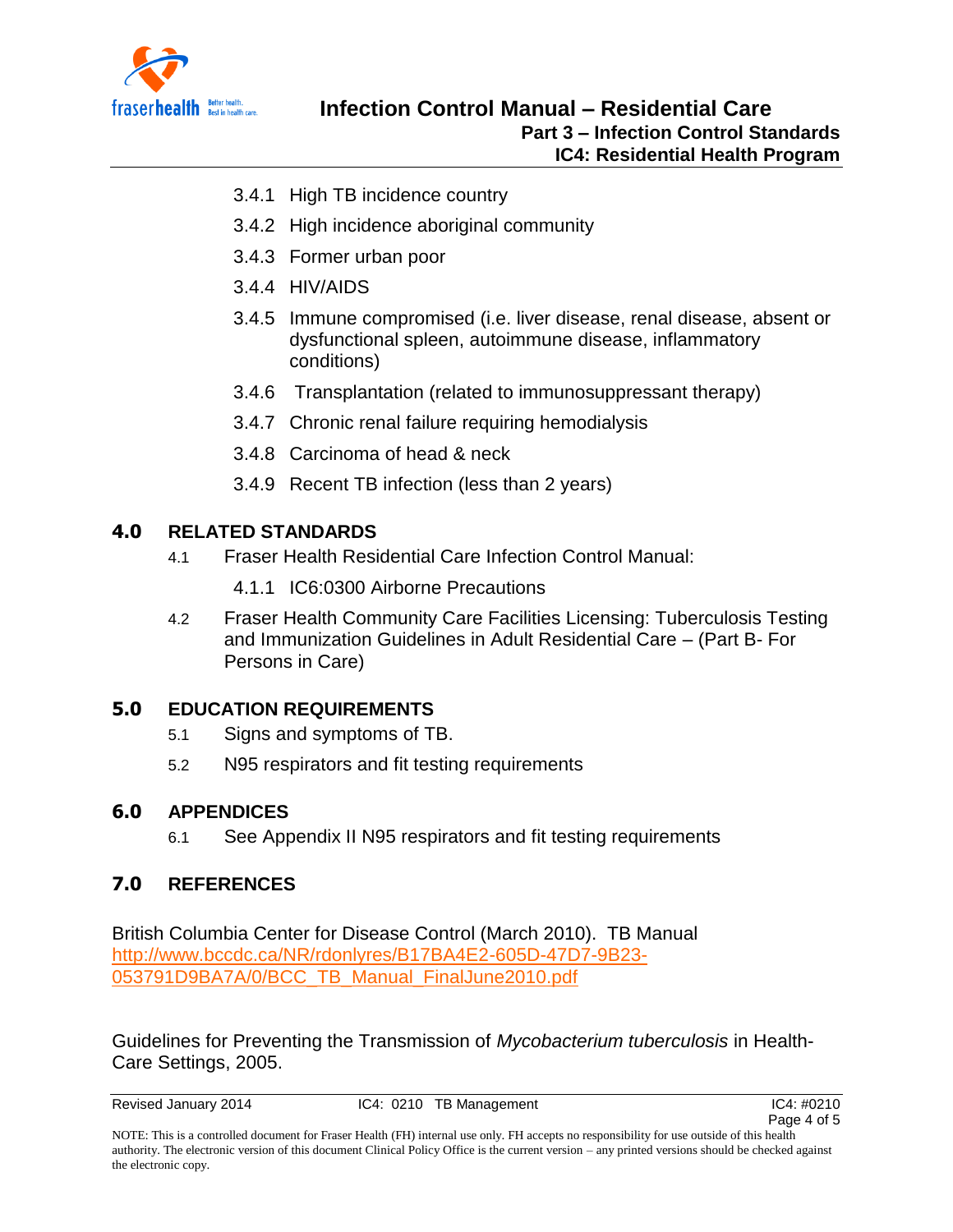- 3.4.1 High TB incidence country
- 3.4.2 High incidence aboriginal community
- 3.4.3 Former urban poor
- 3.4.4 HIV/AIDS
- 3.4.5 Immune compromised (i.e. liver disease, renal disease, absent or dysfunctional spleen, autoimmune disease, inflammatory conditions)
- 3.4.6 Transplantation (related to immunosuppressant therapy)
- 3.4.7 Chronic renal failure requiring hemodialysis
- 3.4.8 Carcinoma of head & neck
- 3.4.9 Recent TB infection (less than 2 years)

## 4.0 RELATED STANDARDS

4.1 Fraser Health Residential Care Infection Control Manual:

- 4.1.1 IC6:0300 Airborne Precautions

4.2 Fraser Health Community Care Facilities Licensing: Tuberculosis Testing and Immunization Guidelines in Adult Residential Care – (Part B- For Persons in Care)

## 5.0 EDUCATION REQUIREMENTS

5.1 Signs and symptoms of TB.

5.2 N95 respirators and fit testing requirements

## 6.0 APPENDICES

6.1 See Appendix II N95 respirators and fit testing requirements

## 7.0 REFERENCES

British Columbia Center for Disease Control (March 2010). TB Manual http://www.bccdc.ca/NR/rdonlyres/B17BA4E2-605D-47D7-9B23-053791D9BA7A/0/BCC_TB_Manual_FinalJune2010.pdf

Guidelines for Preventing the Transmission of *Mycobacterium tuberculosis* in Health-Care Settings, 2005.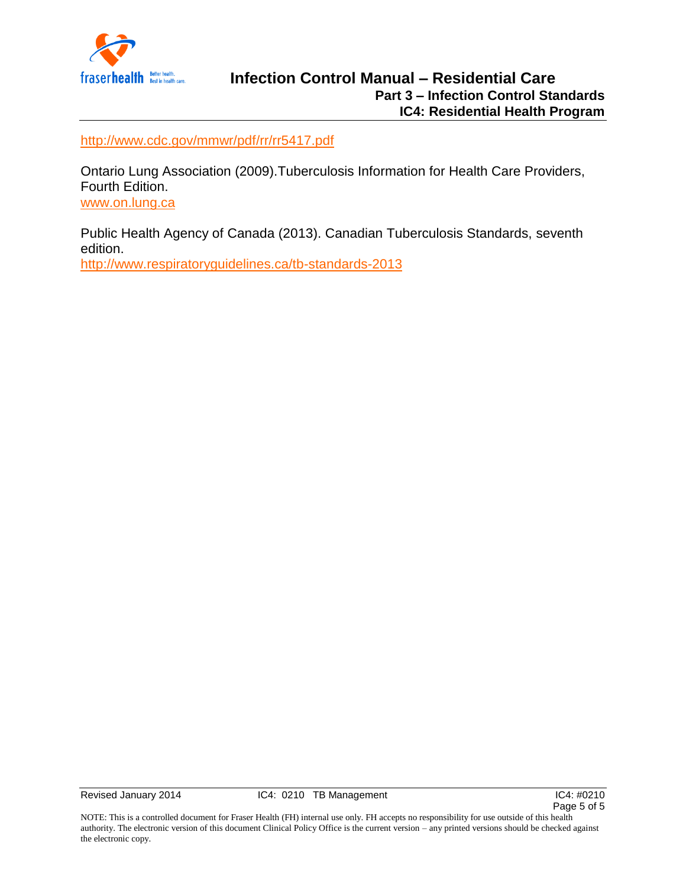http://www.cdc.gov/mmwr/pdf/rr/rr5417.pdf

Ontario Lung Association (2009).Tuberculosis Information for Health Care Providers, Fourth Edition.
www.on.lung.ca

Public Health Agency of Canada (2013). Canadian Tuberculosis Standards, seventh edition.
http://www.respiratoryguidelines.ca/tb-standards-2013